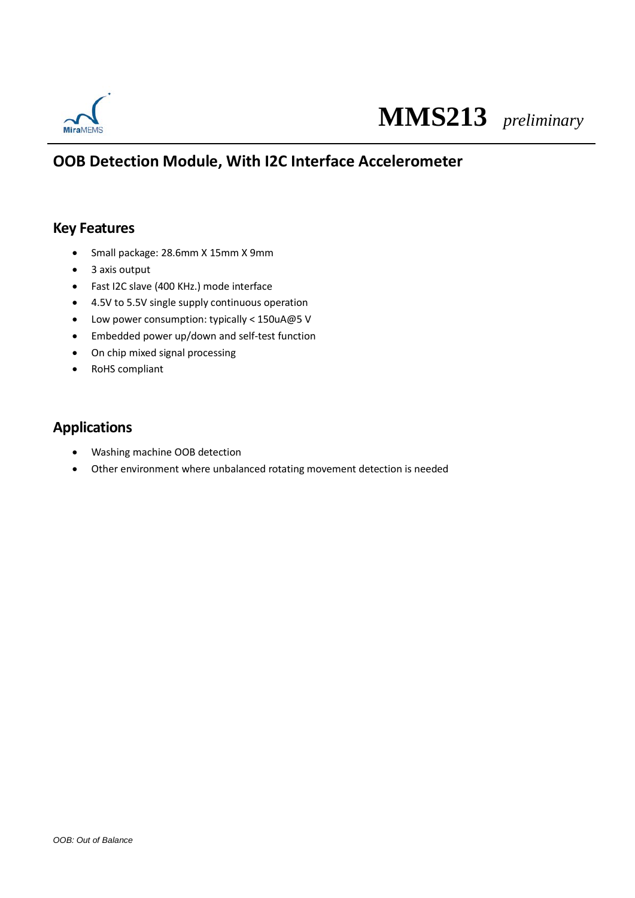# MMS213 *preliminary*

## OOB Detection Module, With I2C Interface Accelerometer

### Key Features

- Small package: 28.6mm X 15mm X 9mm
- 3 axis output
- Fast I2C slave (400 KHz.) mode interface
- 4.5V to 5.5V single supply continuous operation
- Low power consumption: typically < 150uA@5 V
- Embedded power up/down and self-test function
- On chip mixed signal processing
- RoHS compliant

### Applications

- Washing machine OOB detection
- Other environment where unbalanced rotating movement detection is needed

*OOB: Out of Balance*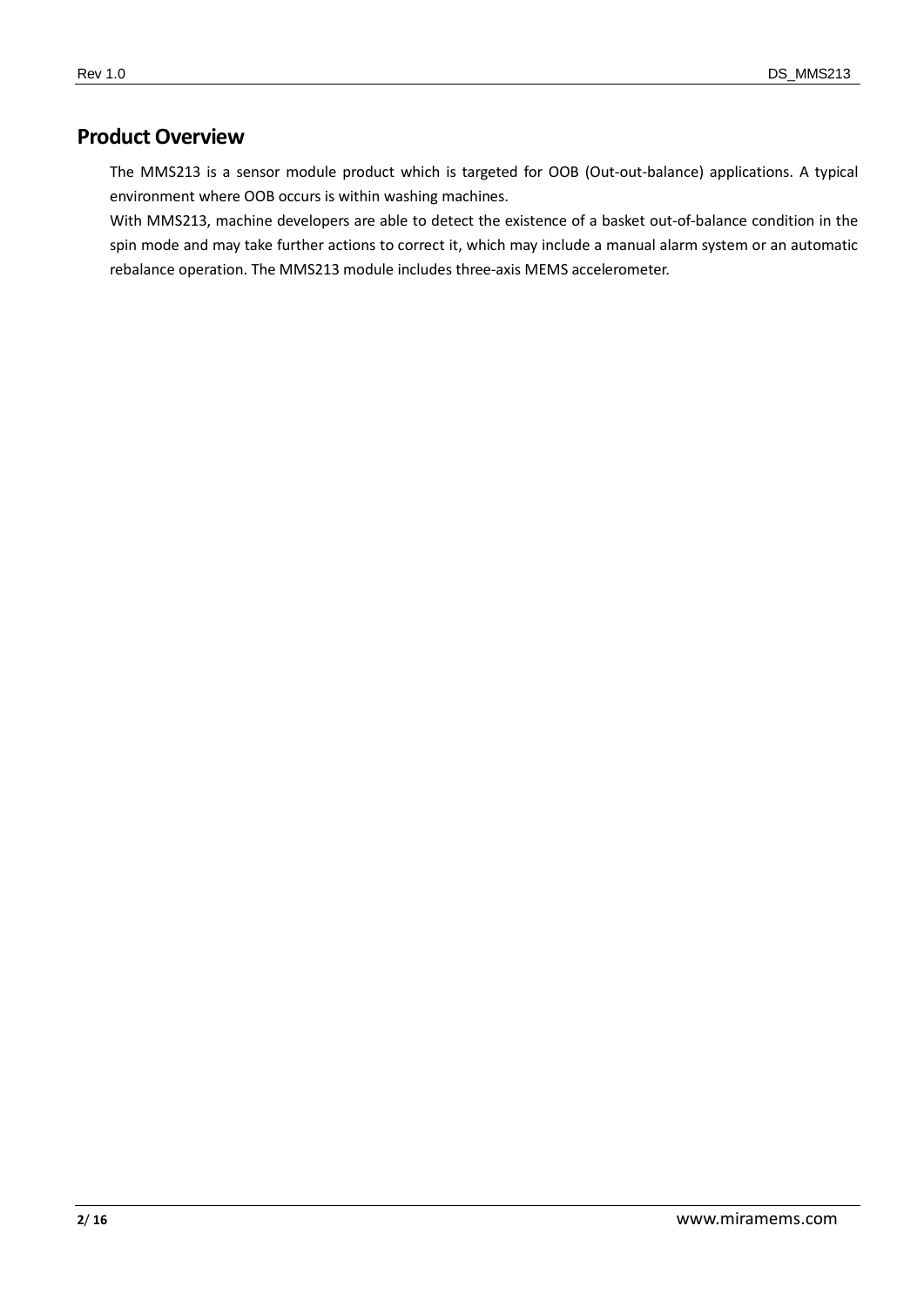## Product Overview

The MMS213 is a sensor module product which is targeted for OOB (Out-out-balance) applications. A typical environment where OOB occurs is within washing machines.

With MMS213, machine developers are able to detect the existence of a basket out-of-balance condition in the spin mode and may take further actions to correct it, which may include a manual alarm system or an automatic rebalance operation. The MMS213 module includes three-axis MEMS accelerometer.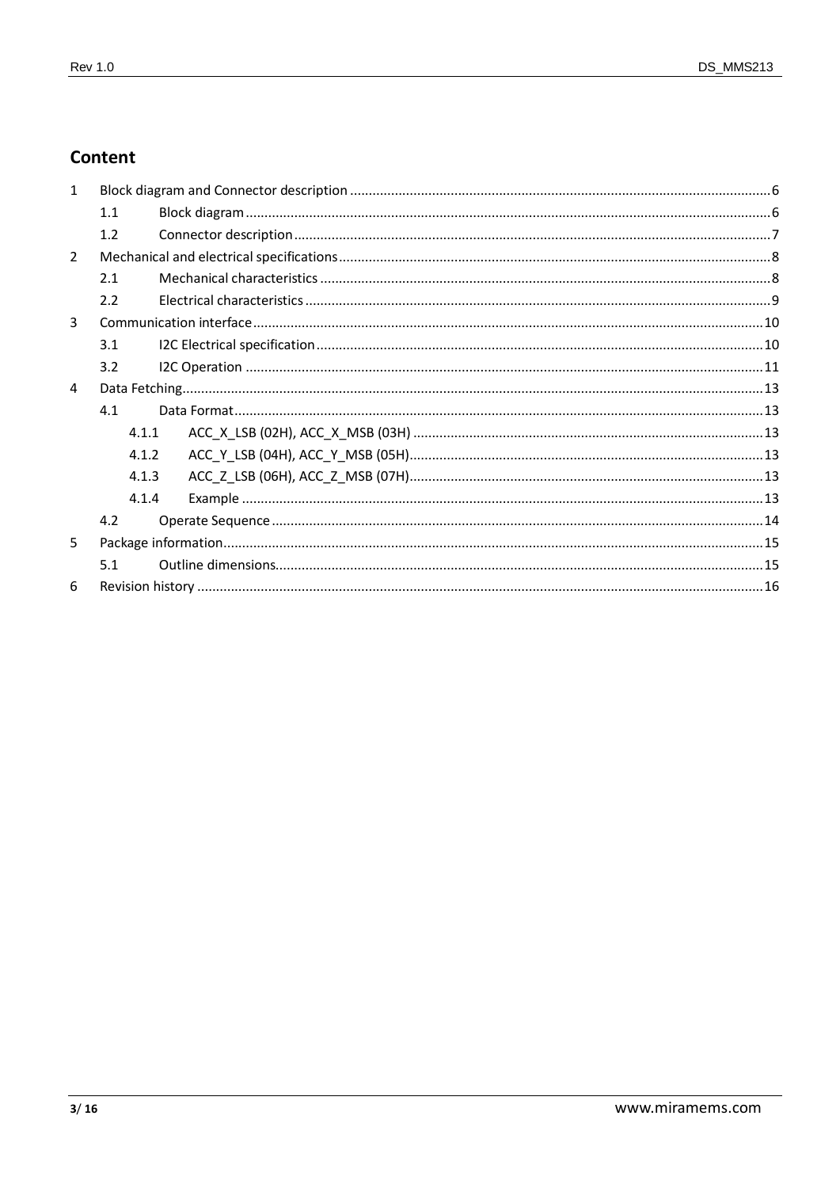## Content

1 Block diagram and Connector description ........ 6
   1.1 Block diagram ........ 6
   1.2 Connector description ........ 7
2 Mechanical and electrical specifications ........ 8
   2.1 Mechanical characteristics ........ 8
   2.2 Electrical characteristics ........ 9
3 Communication interface ........ 10
   3.1 I2C Electrical specification ........ 10
   3.2 I2C Operation ........ 11
4 Data Fetching ........ 13
   4.1 Data Format ........ 13
      4.1.1 ACC_X_LSB (02H), ACC_X_MSB (03H) ........ 13
      4.1.2 ACC_Y_LSB (04H), ACC_Y_MSB (05H) ........ 13
      4.1.3 ACC_Z_LSB (06H), ACC_Z_MSB (07H) ........ 13
      4.1.4 Example ........ 13
   4.2 Operate Sequence ........ 14
5 Package information ........ 15
   5.1 Outline dimensions ........ 15
6 Revision history ........ 16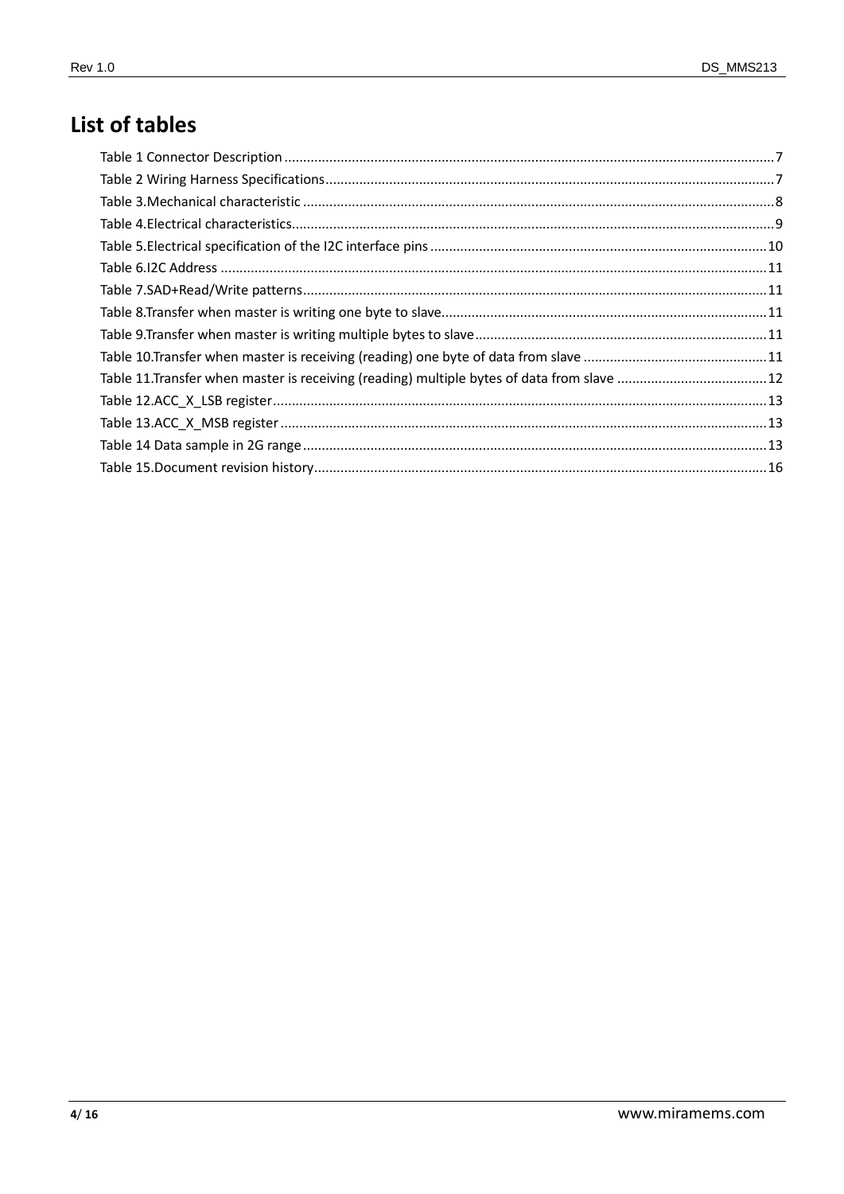# List of tables

Table 1 Connector Description ........ 7
Table 2 Wiring Harness Specifications ........ 7
Table 3.Mechanical characteristic ........ 8
Table 4.Electrical characteristics ........ 9
Table 5.Electrical specification of the I2C interface pins ........ 10
Table 6.I2C Address ........ 11
Table 7.SAD+Read/Write patterns ........ 11
Table 8.Transfer when master is writing one byte to slave ........ 11
Table 9.Transfer when master is writing multiple bytes to slave ........ 11
Table 10.Transfer when master is receiving (reading) one byte of data from slave ........ 11
Table 11.Transfer when master is receiving (reading) multiple bytes of data from slave ........ 12
Table 12.ACC_X_LSB register ........ 13
Table 13.ACC_X_MSB register ........ 13
Table 14 Data sample in 2G range ........ 13
Table 15.Document revision history ........ 16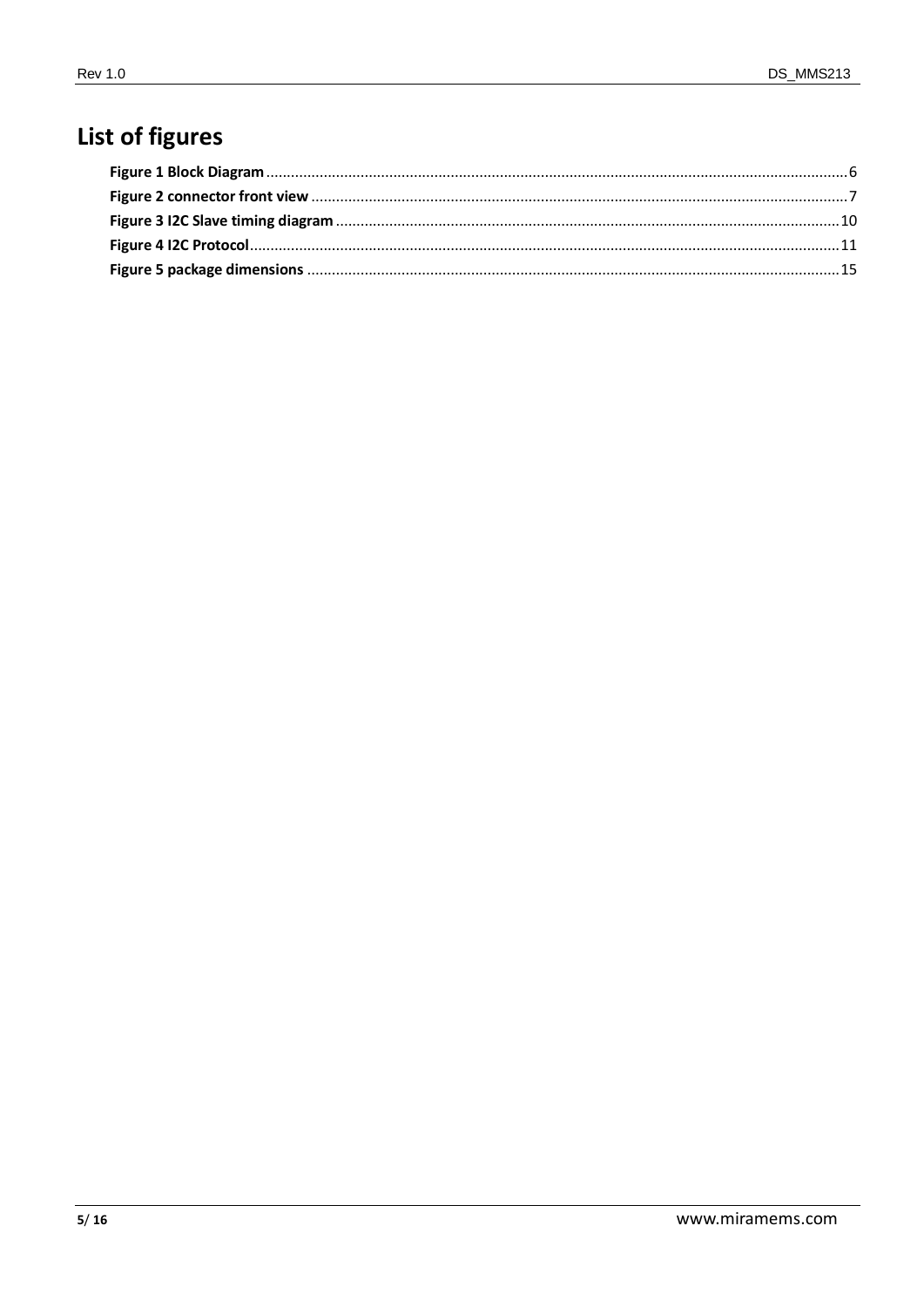# List of figures

**Figure 1 Block Diagram** .......... 6
**Figure 2 connector front view** .......... 7
**Figure 3 I2C Slave timing diagram** .......... 10
**Figure 4 I2C Protocol** .......... 11
**Figure 5 package dimensions** .......... 15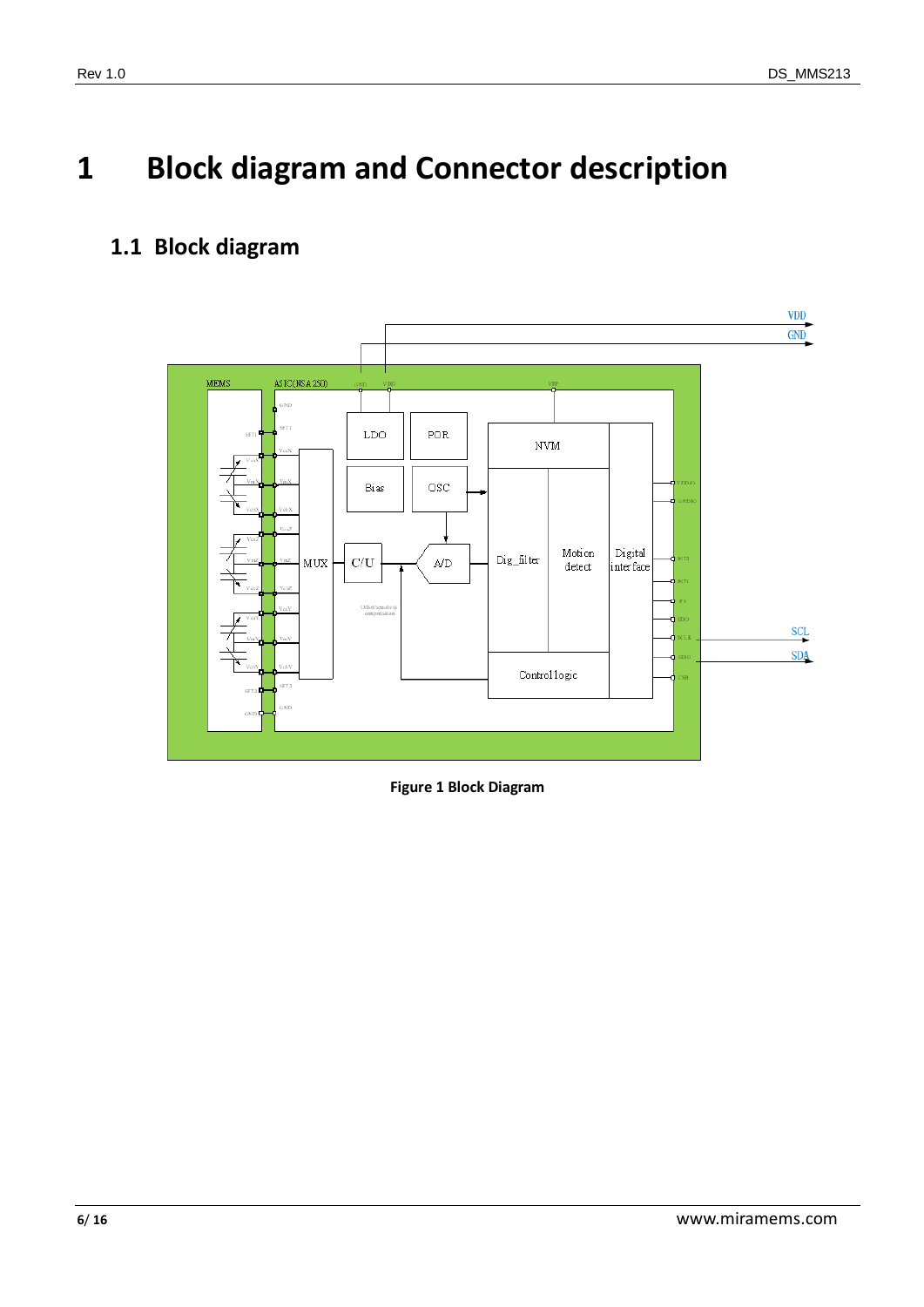# 1 Block diagram and Connector description

## 1.1 Block diagram

**Figure 1 Block Diagram**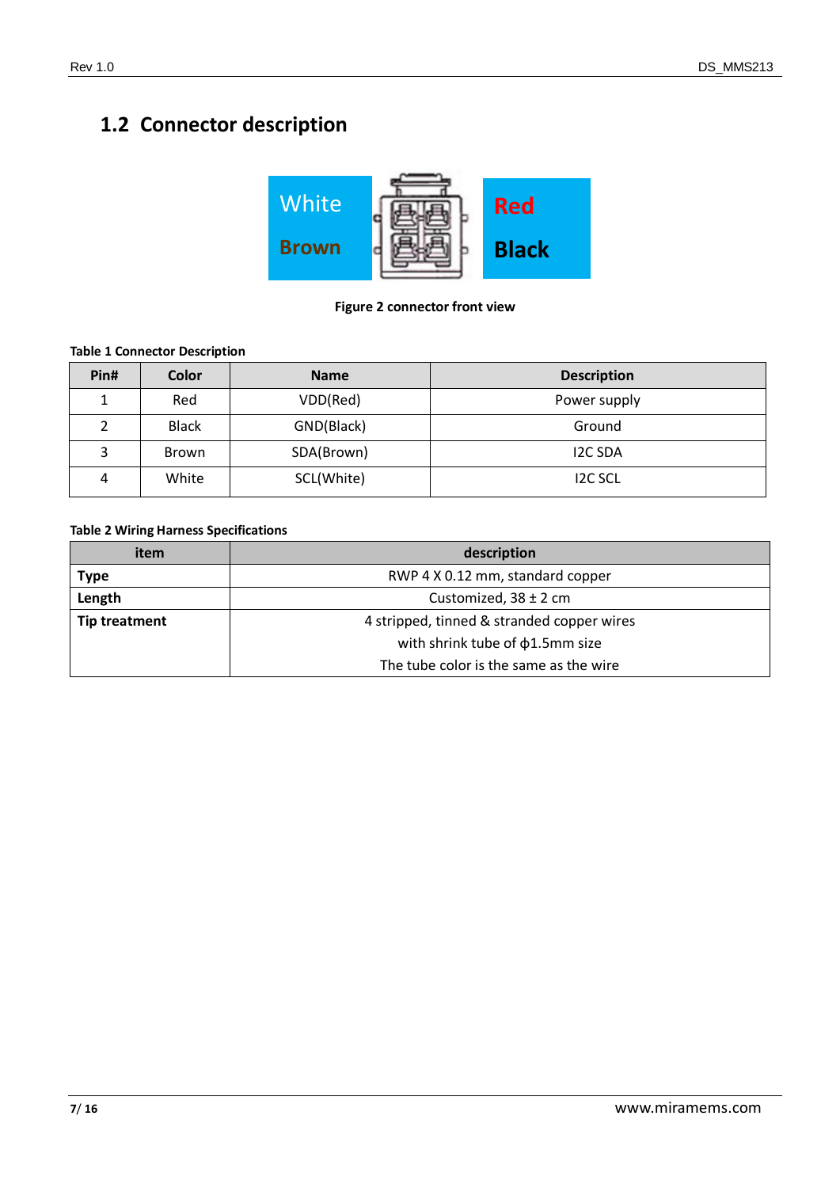## 1.2 Connector description

White

Brown

Red

Black

**Figure 2 connector front view**

**Table 1 Connector Description**

| Pin# | Color | Name | Description |
|---|---|---|---|
| 1 | Red | VDD(Red) | Power supply |
| 2 | Black | GND(Black) | Ground |
| 3 | Brown | SDA(Brown) | I2C SDA |
| 4 | White | SCL(White) | I2C SCL |

**Table 2 Wiring Harness Specifications**

| item | description |
|---|---|
| **Type** | RWP 4 X 0.12 mm, standard copper |
| **Length** | Customized, 38 ± 2 cm |
| **Tip treatment** | 4 stripped, tinned & stranded copper wires with shrink tube of ϕ1.5mm size The tube color is the same as the wire |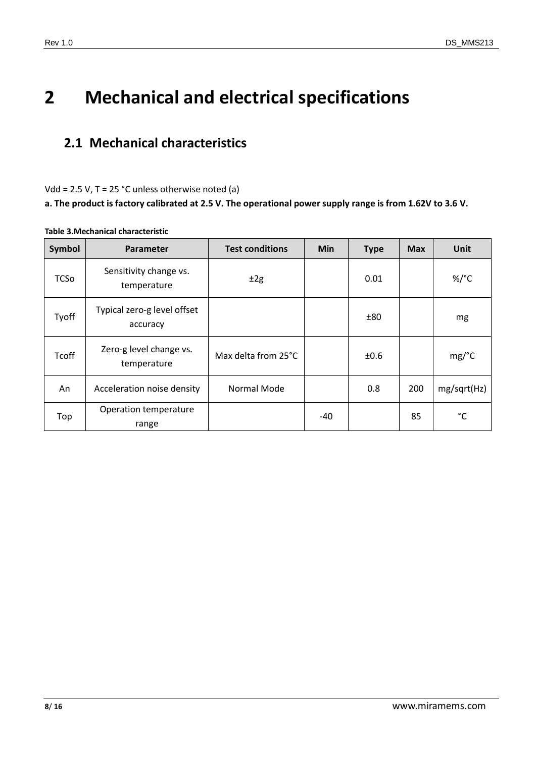# 2 Mechanical and electrical specifications

## 2.1 Mechanical characteristics

Vdd = 2.5 V, T = 25 °C unless otherwise noted (a)

**a. The product is factory calibrated at 2.5 V. The operational power supply range is from 1.62V to 3.6 V.**

**Table 3.Mechanical characteristic**

| Symbol | Parameter | Test conditions | Min | Type | Max | Unit |
|---|---|---|---|---|---|---|
| TCSo | Sensitivity change vs. temperature | ±2g | | 0.01 | | %/°C |
| Tyoff | Typical zero-g level offset accuracy | | | ±80 | | mg |
| Tcoff | Zero-g level change vs. temperature | Max delta from 25°C | | ±0.6 | | mg/°C |
| An | Acceleration noise density | Normal Mode | | 0.8 | 200 | mg/sqrt(Hz) |
| Top | Operation temperature range | | -40 | | 85 | °C |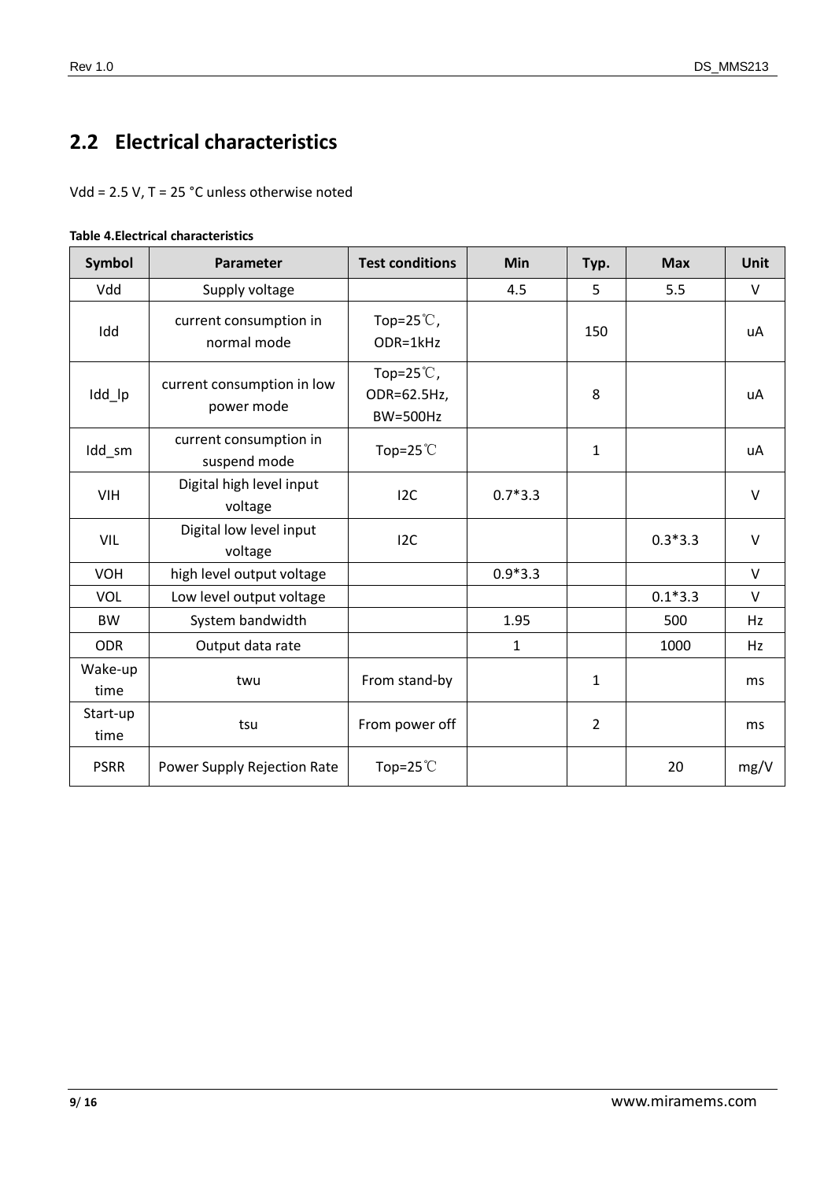## 2.2 Electrical characteristics

Vdd = 2.5 V, T = 25 °C unless otherwise noted

**Table 4.Electrical characteristics**

| Symbol | Parameter | Test conditions | Min | Typ. | Max | Unit |
|---|---|---|---|---|---|---|
| Vdd | Supply voltage | | 4.5 | 5 | 5.5 | V |
| Idd | current consumption in normal mode | Top=25℃, ODR=1kHz | | 150 | | uA |
| Idd_lp | current consumption in low power mode | Top=25℃, ODR=62.5Hz, BW=500Hz | | 8 | | uA |
| Idd_sm | current consumption in suspend mode | Top=25℃ | | 1 | | uA |
| VIH | Digital high level input voltage | I2C | 0.7*3.3 | | | V |
| VIL | Digital low level input voltage | I2C | | | 0.3*3.3 | V |
| VOH | high level output voltage | | 0.9*3.3 | | | V |
| VOL | Low level output voltage | | | | 0.1*3.3 | V |
| BW | System bandwidth | | 1.95 | | 500 | Hz |
| ODR | Output data rate | | 1 | | 1000 | Hz |
| Wake-up time | twu | From stand-by | | 1 | | ms |
| Start-up time | tsu | From power off | | 2 | | ms |
| PSRR | Power Supply Rejection Rate | Top=25℃ | | | 20 | mg/V |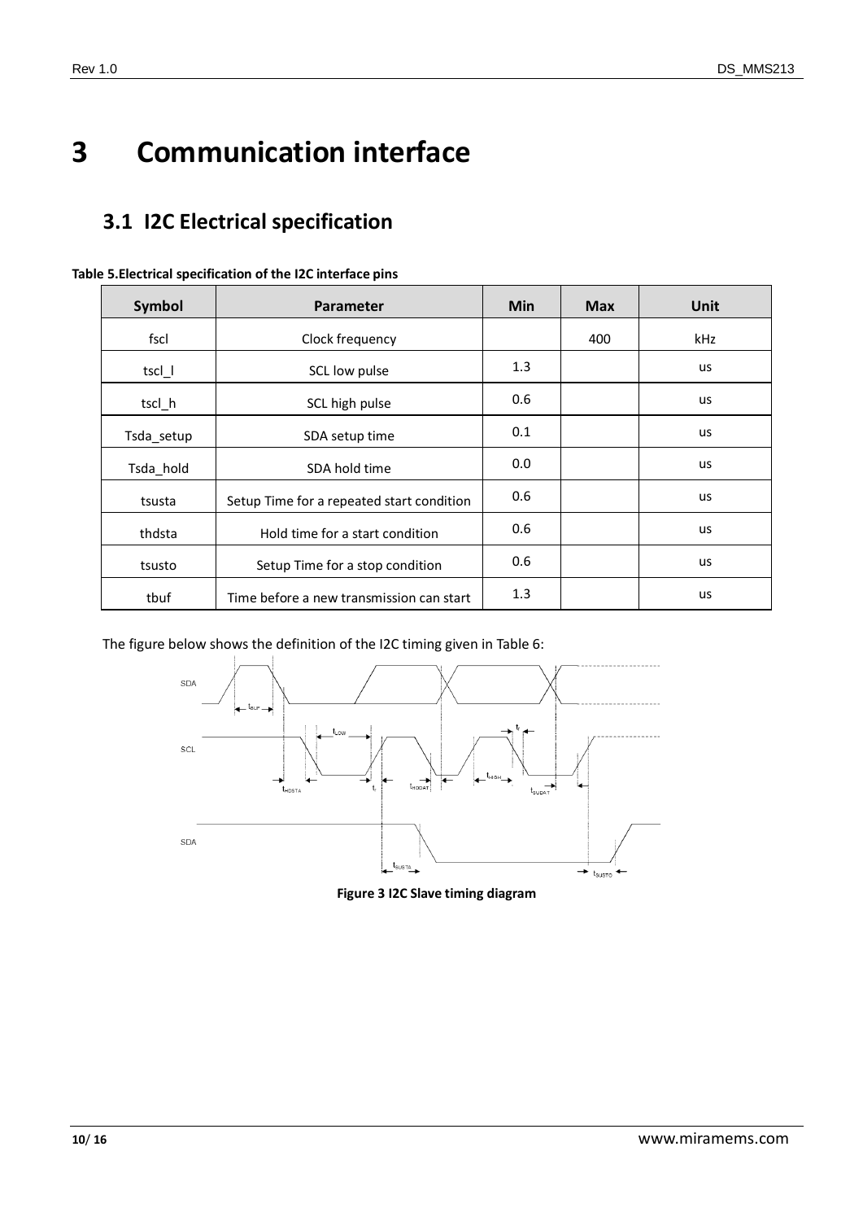# 3 Communication interface

## 3.1 I2C Electrical specification

**Table 5.Electrical specification of the I2C interface pins**

| Symbol | Parameter | Min | Max | Unit |
|---|---|---|---|---|
| fscl | Clock frequency | | 400 | kHz |
| tscl_l | SCL low pulse | 1.3 | | us |
| tscl_h | SCL high pulse | 0.6 | | us |
| Tsda_setup | SDA setup time | 0.1 | | us |
| Tsda_hold | SDA hold time | 0.0 | | us |
| tsusta | Setup Time for a repeated start condition | 0.6 | | us |
| thdsta | Hold time for a start condition | 0.6 | | us |
| tsusto | Setup Time for a stop condition | 0.6 | | us |
| tbuf | Time before a new transmission can start | 1.3 | | us |

The figure below shows the definition of the I2C timing given in Table 6:

**Figure 3 I2C Slave timing diagram**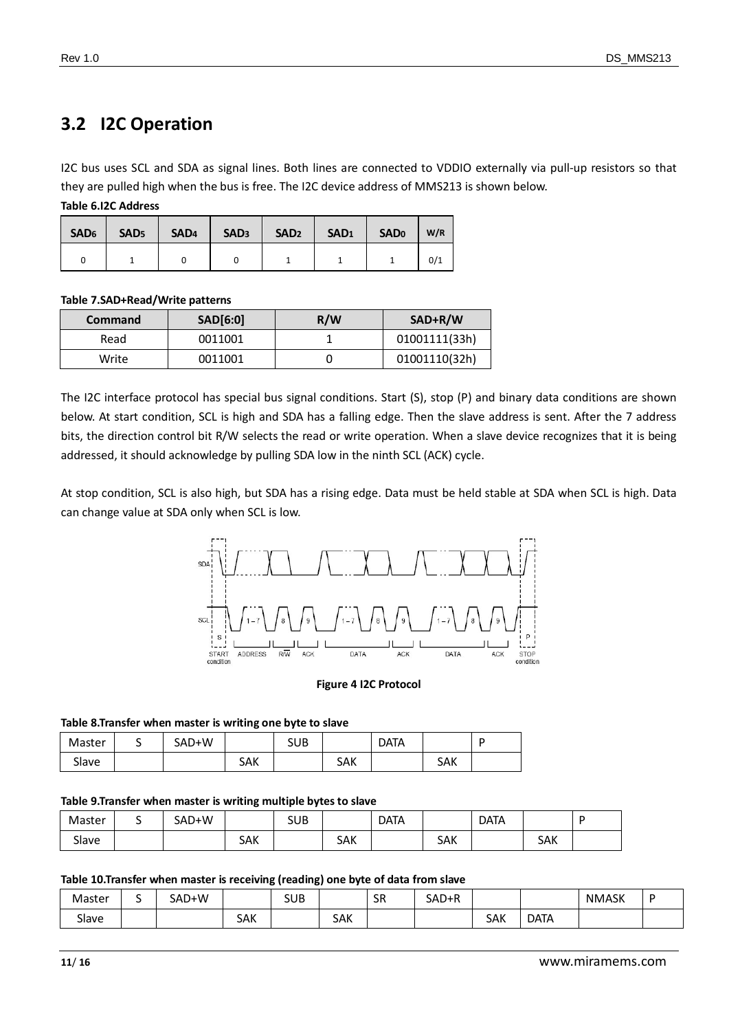## 3.2 I2C Operation

I2C bus uses SCL and SDA as signal lines. Both lines are connected to VDDIO externally via pull-up resistors so that they are pulled high when the bus is free. The I2C device address of MMS213 is shown below.

**Table 6.I2C Address**

| $SAD_6$ | $SAD_5$ | $SAD_4$ | $SAD_3$ | $SAD_2$ | $SAD_1$ | $SAD_0$ | W/R |
|---|---|---|---|---|---|---|---|
| 0 | 1 | 0 | 0 | 1 | 1 | 1 | 0/1 |

**Table 7.SAD+Read/Write patterns**

| Command | SAD[6:0] | R/W | SAD+R/W |
|---|---|---|---|
| Read | 0011001 | 1 | 01001111(33h) |
| Write | 0011001 | 0 | 01001110(32h) |

The I2C interface protocol has special bus signal conditions. Start (S), stop (P) and binary data conditions are shown below. At start condition, SCL is high and SDA has a falling edge. Then the slave address is sent. After the 7 address bits, the direction control bit R/W selects the read or write operation. When a slave device recognizes that it is being addressed, it should acknowledge by pulling SDA low in the ninth SCL (ACK) cycle.

At stop condition, SCL is also high, but SDA has a rising edge. Data must be held stable at SDA when SCL is high. Data can change value at SDA only when SCL is low.

**Figure 4 I2C Protocol**

**Table 8.Transfer when master is writing one byte to slave**

| Master | S | SAD+W | | SUB | | DATA | | P |
|---|---|---|---|---|---|---|---|---|
| Slave | | | SAK | | SAK | | SAK | |

**Table 9.Transfer when master is writing multiple bytes to slave**

| Master | S | SAD+W | | SUB | | DATA | | DATA | | P |
|---|---|---|---|---|---|---|---|---|---|---|
| Slave | | | SAK | | SAK | | SAK | | SAK | |

**Table 10.Transfer when master is receiving (reading) one byte of data from slave**

| Master | S | SAD+W | | SUB | | SR | SAD+R | | | NMASK | P |
|---|---|---|---|---|---|---|---|---|---|---|---|
| Slave | | | SAK | | SAK | | | SAK | DATA | | |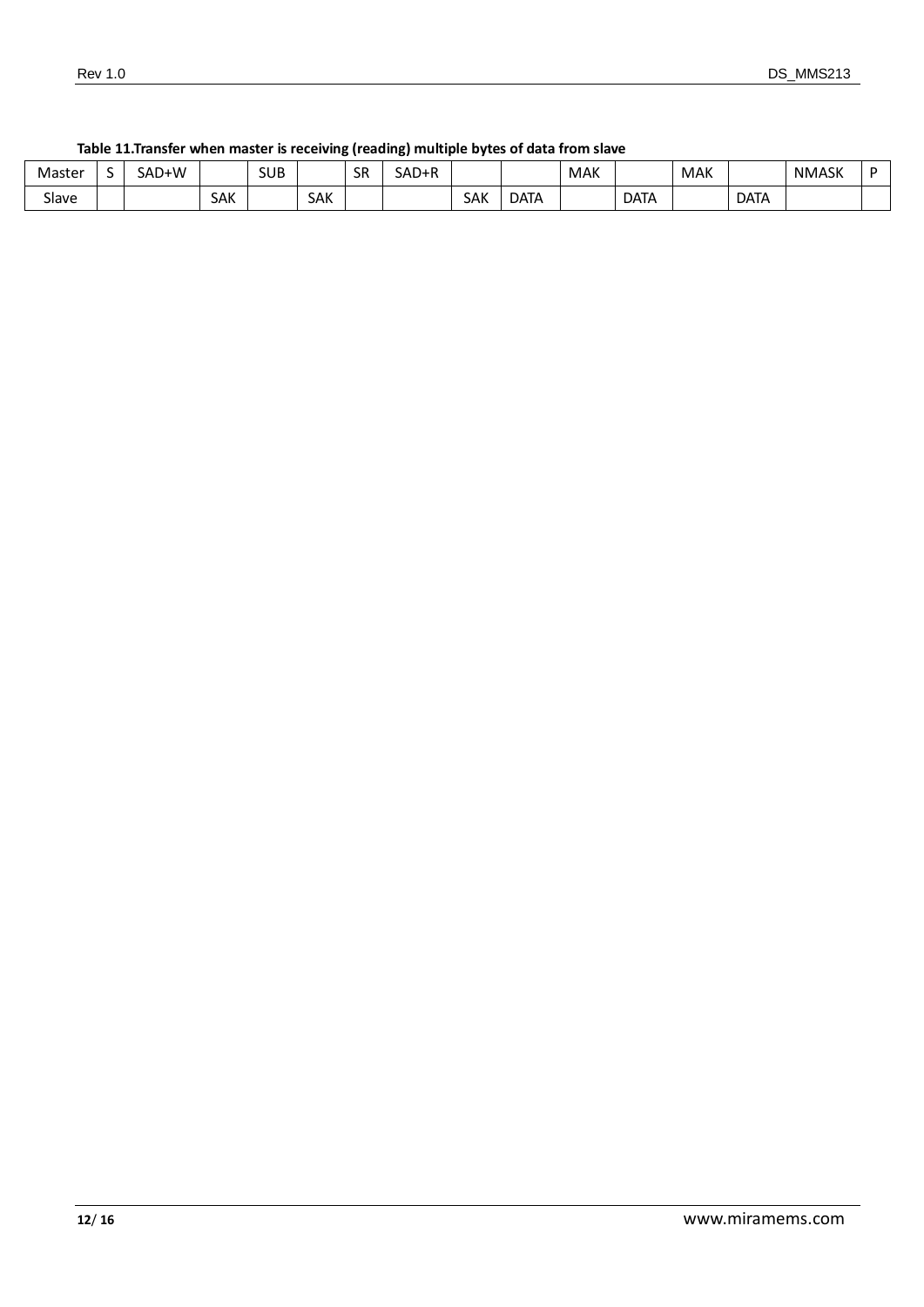**Table 11.Transfer when master is receiving (reading) multiple bytes of data from slave**

| Master | S | SAD+W | | SUB | | SR | SAD+R | | | MAK | | MAK | | NMASK | P |
|---|---|---|---|---|---|---|---|---|---|---|---|---|---|---|---|
| Slave | | | SAK | | SAK | | | SAK | DATA | | DATA | | DATA | | |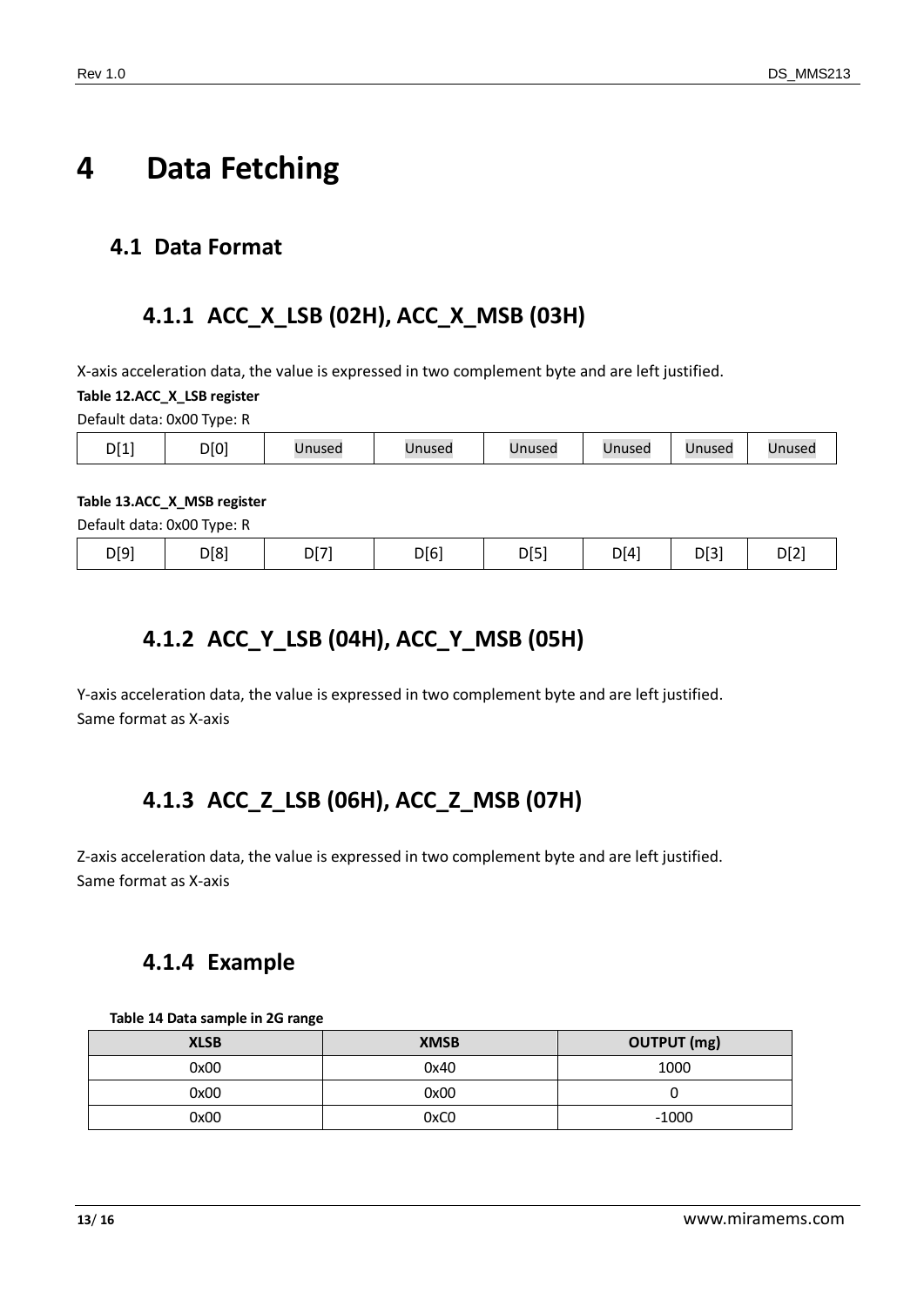# 4 Data Fetching

## 4.1 Data Format

### 4.1.1 ACC_X_LSB (02H), ACC_X_MSB (03H)

X-axis acceleration data, the value is expressed in two complement byte and are left justified.

**Table 12.ACC_X_LSB register**

Default data: 0x00 Type: R

| D[1] | D[0] | Unused | Unused | Unused | Unused | Unused | Unused |
|---|---|---|---|---|---|---|---|

**Table 13.ACC_X_MSB register**

Default data: 0x00 Type: R

| D[9] | D[8] | D[7] | D[6] | D[5] | D[4] | D[3] | D[2] |
|---|---|---|---|---|---|---|---|

### 4.1.2 ACC_Y_LSB (04H), ACC_Y_MSB (05H)

Y-axis acceleration data, the value is expressed in two complement byte and are left justified.
Same format as X-axis

### 4.1.3 ACC_Z_LSB (06H), ACC_Z_MSB (07H)

Z-axis acceleration data, the value is expressed in two complement byte and are left justified.
Same format as X-axis

### 4.1.4 Example

**Table 14 Data sample in 2G range**

| XLSB | XMSB | OUTPUT (mg) |
|---|---|---|
| 0x00 | 0x40 | 1000 |
| 0x00 | 0x00 | 0 |
| 0x00 | 0xC0 | -1000 |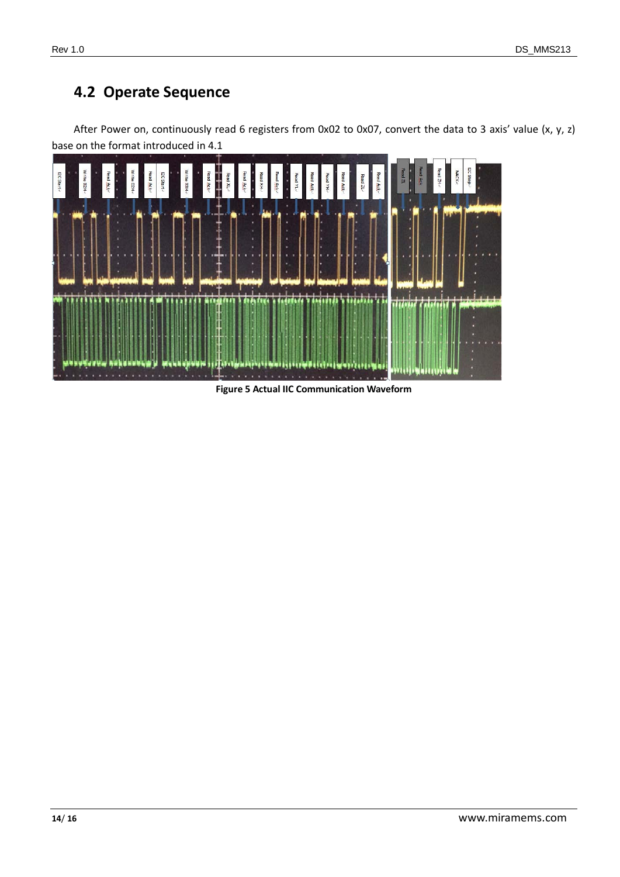## 4.2 Operate Sequence

After Power on, continuously read 6 registers from 0x02 to 0x07, convert the data to 3 axis' value (x, y, z) base on the format introduced in 4.1

**Figure 5 Actual IIC Communication Waveform**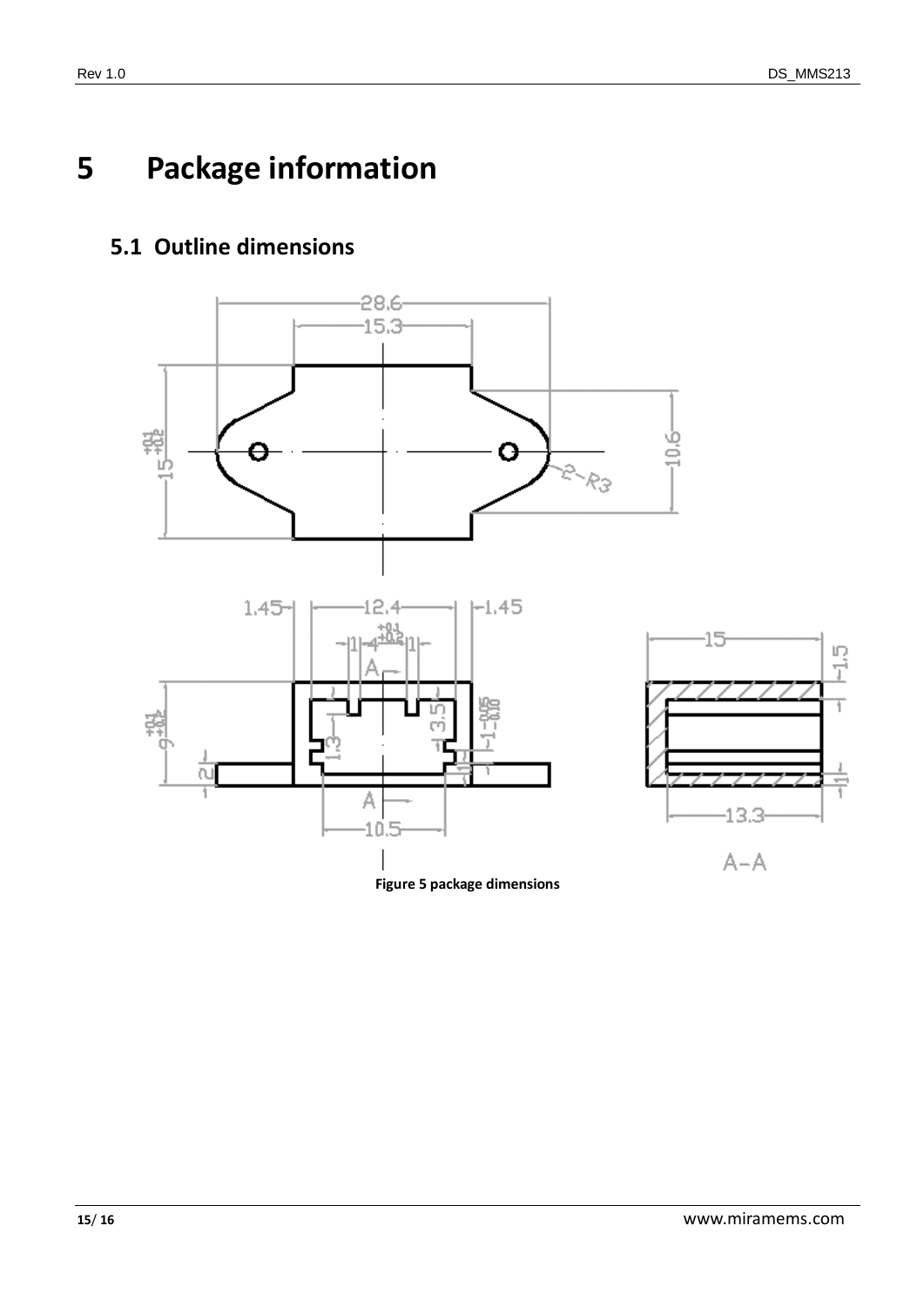# 5 Package information

## 5.1 Outline dimensions

**Figure 5 package dimensions**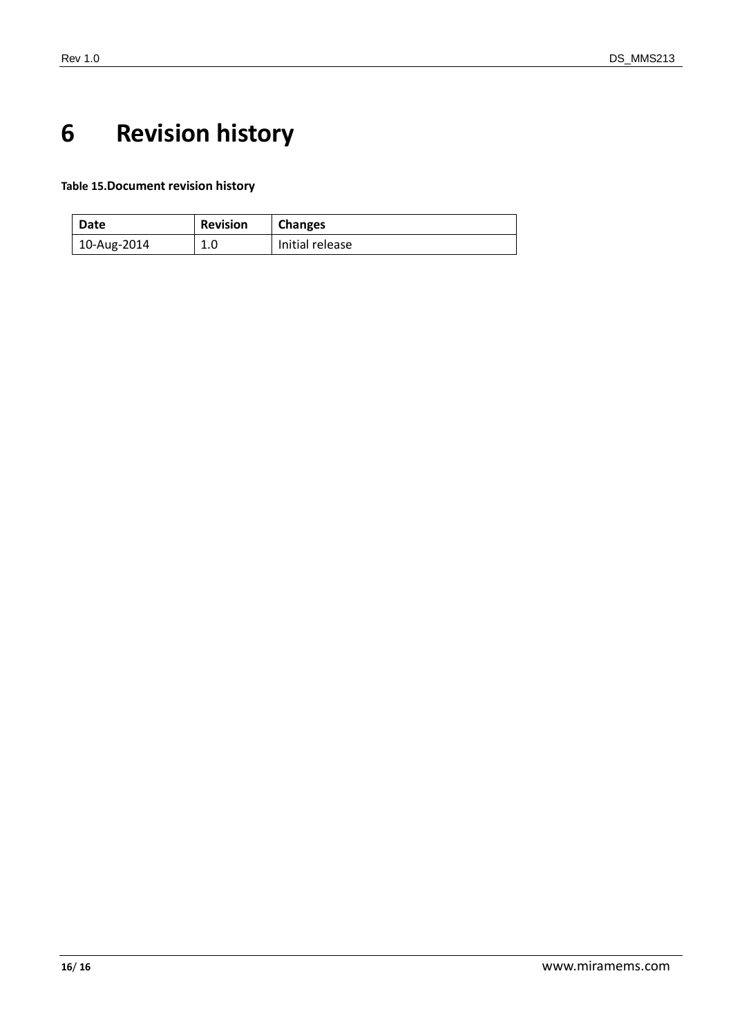# 6 Revision history

**Table 15.Document revision history**

| Date | Revision | Changes |
|---|---|---|
| 10-Aug-2014 | 1.0 | Initial release |